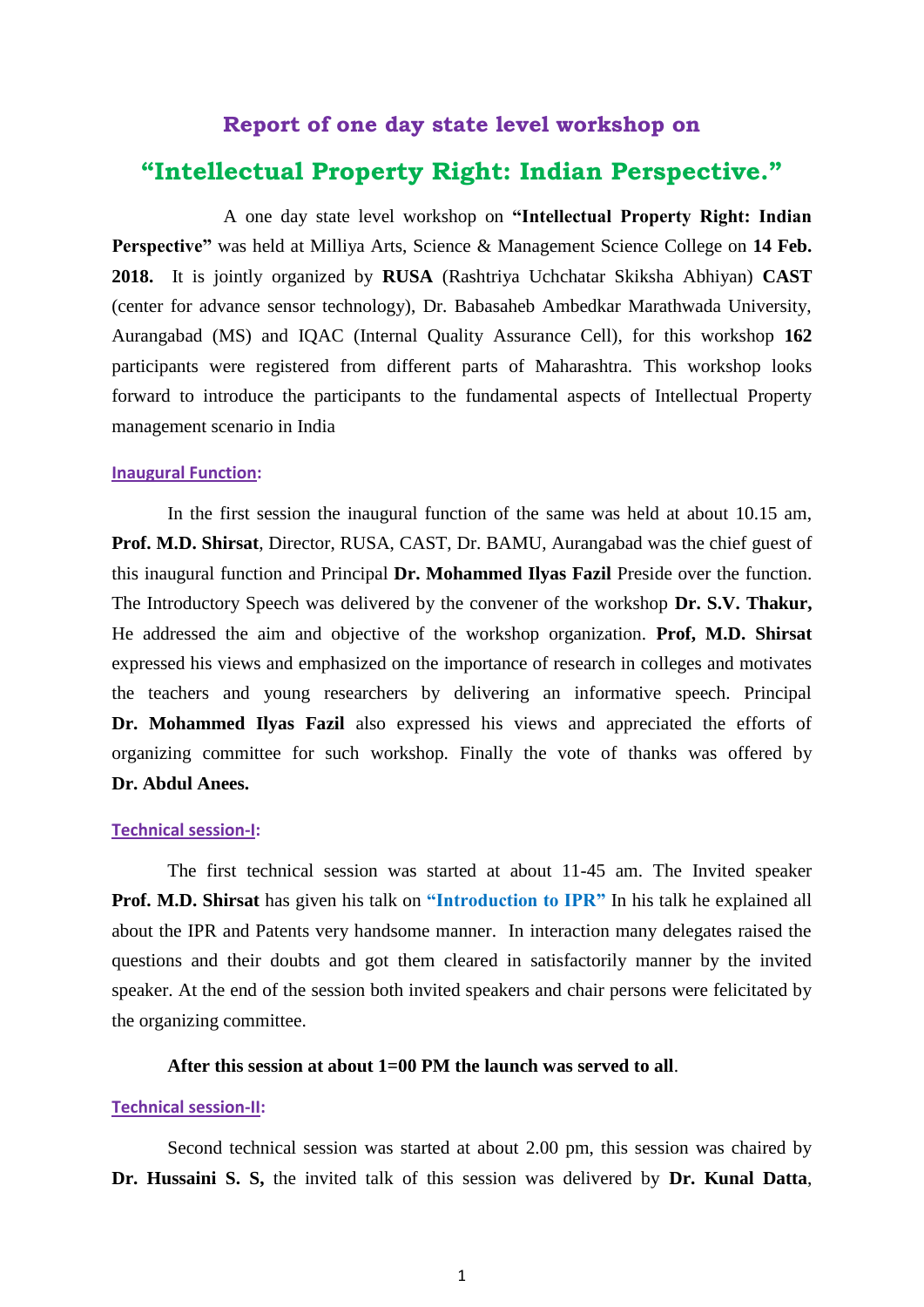# Report of one day state level workshop on

# "Intellectual Property Right: Indian Perspective."

A one day state level workshop on **"Intellectual Property Right: Indian Perspective"** was held at Milliya Arts, Science & Management Science College on **14 Feb. 2018.** It is jointly organized by **RUSA** (Rashtriya Uchchatar Skiksha Abhiyan) **CAST** (center for advance sensor technology), Dr. Babasaheb Ambedkar Marathwada University, Aurangabad (MS) and IQAC (Internal Quality Assurance Cell), for this workshop **162** participants were registered from different parts of Maharashtra. This workshop looks forward to introduce the participants to the fundamental aspects of Intellectual Property management scenario in India

## Inaugural Function:

In the first session the inaugural function of the same was held at about 10.15 am, **Prof. M.D. Shirsat**, Director, RUSA, CAST, Dr. BAMU, Aurangabad was the chief guest of this inaugural function and Principal **Dr. Mohammed Ilyas Fazil** Preside over the function. The Introductory Speech was delivered by the convener of the workshop **Dr. S.V. Thakur,** He addressed the aim and objective of the workshop organization. **Prof, M.D. Shirsat** expressed his views and emphasized on the importance of research in colleges and motivates the teachers and young researchers by delivering an informative speech. Principal **Dr. Mohammed Ilyas Fazil** also expressed his views and appreciated the efforts of organizing committee for such workshop. Finally the vote of thanks was offered by **Dr. Abdul Anees.**

## Technical session-I:

The first technical session was started at about 11-45 am. The Invited speaker **Prof. M.D. Shirsat** has given his talk on **"Introduction to IPR"** In his talk he explained all about the IPR and Patents very handsome manner. In interaction many delegates raised the questions and their doubts and got them cleared in satisfactorily manner by the invited speaker. At the end of the session both invited speakers and chair persons were felicitated by the organizing committee.

**After this session at about 1=00 PM the launch was served to all**.

## Technical session-II:

Second technical session was started at about 2.00 pm, this session was chaired by **Dr. Hussaini S. S,** the invited talk of this session was delivered by **Dr. Kunal Datta**,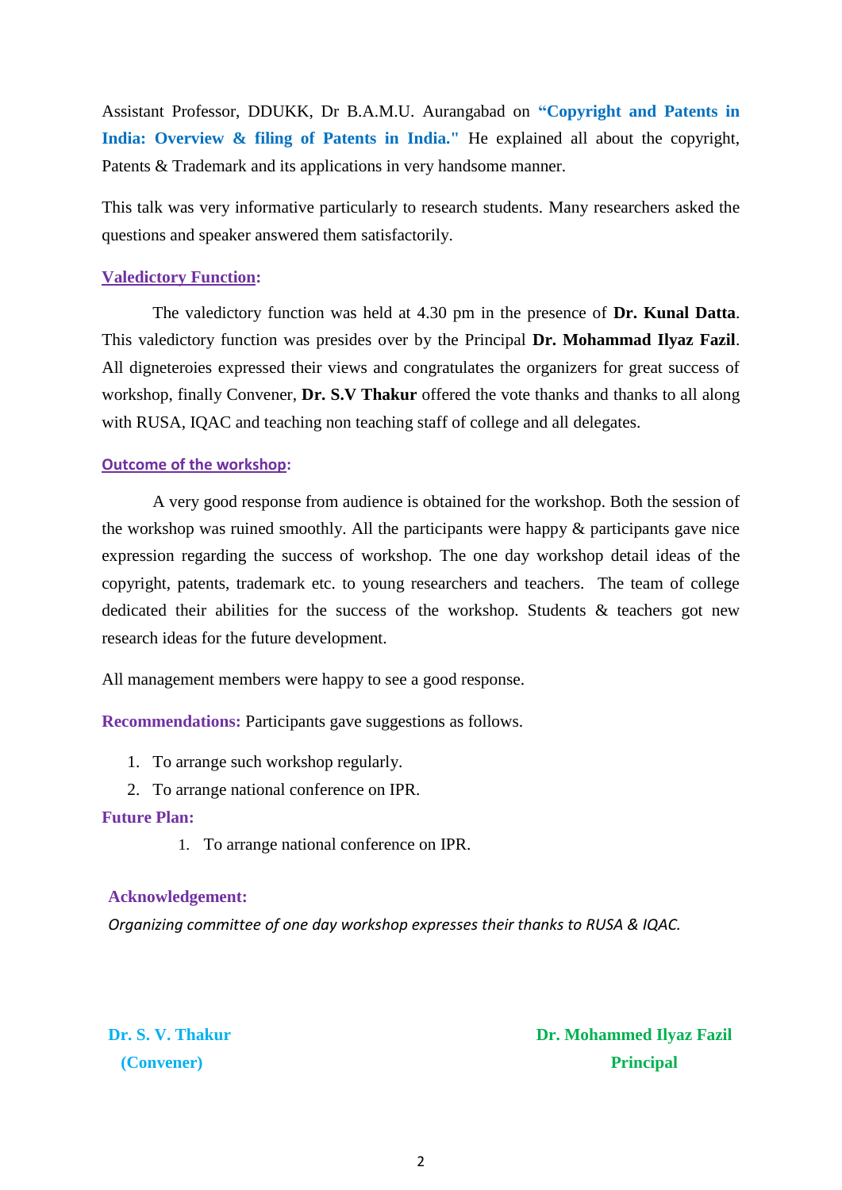Assistant Professor, DDUKK, Dr B.A.M.U. Aurangabad on **"Copyright and Patents in India: Overview & filing of Patents in India."** He explained all about the copyright, Patents & Trademark and its applications in very handsome manner.

This talk was very informative particularly to research students. Many researchers asked the questions and speaker answered them satisfactorily.

**Valedictory Function:**

The valedictory function was held at 4.30 pm in the presence of **Dr. Kunal Datta**. This valedictory function was presides over by the Principal **Dr. Mohammad Ilyaz Fazil**. All digneteroies expressed their views and congratulates the organizers for great success of workshop, finally Convener, **Dr. S.V Thakur** offered the vote thanks and thanks to all along with RUSA, IQAC and teaching non teaching staff of college and all delegates.

**Outcome of the workshop:**

A very good response from audience is obtained for the workshop. Both the session of the workshop was ruined smoothly. All the participants were happy & participants gave nice expression regarding the success of workshop. The one day workshop detail ideas of the copyright, patents, trademark etc. to young researchers and teachers. The team of college dedicated their abilities for the success of the workshop. Students & teachers got new research ideas for the future development.

All management members were happy to see a good response.

**Recommendations:** Participants gave suggestions as follows.

1. To arrange such workshop regularly.
2. To arrange national conference on IPR.

**Future Plan:**

1. To arrange national conference on IPR.

**Acknowledgement:**

*Organizing committee of one day workshop expresses their thanks to RUSA & IQAC.*

**Dr. S. V. Thakur**
**(Convener)**

**Dr. Mohammed Ilyaz Fazil**
**Principal**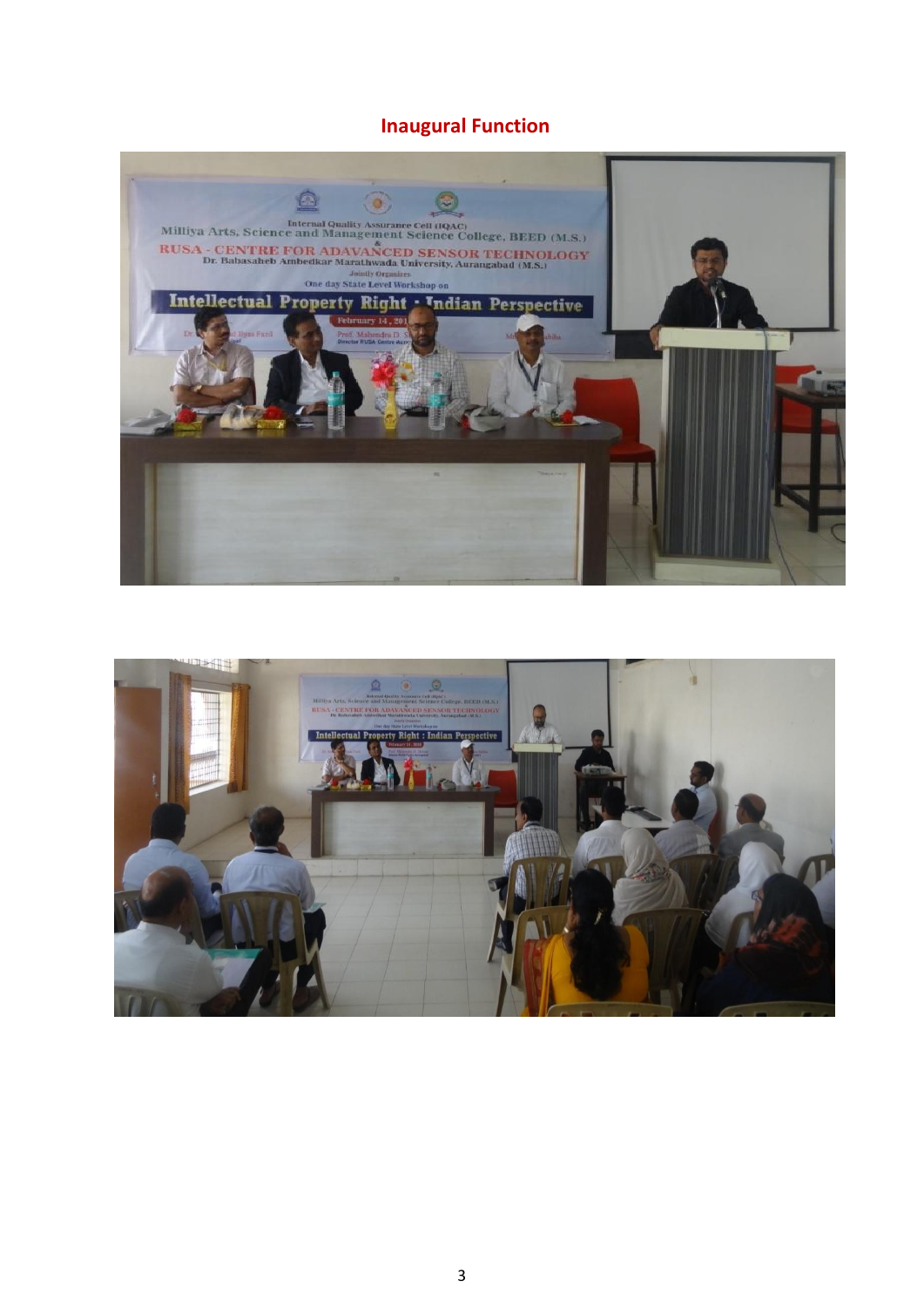## Inaugural Function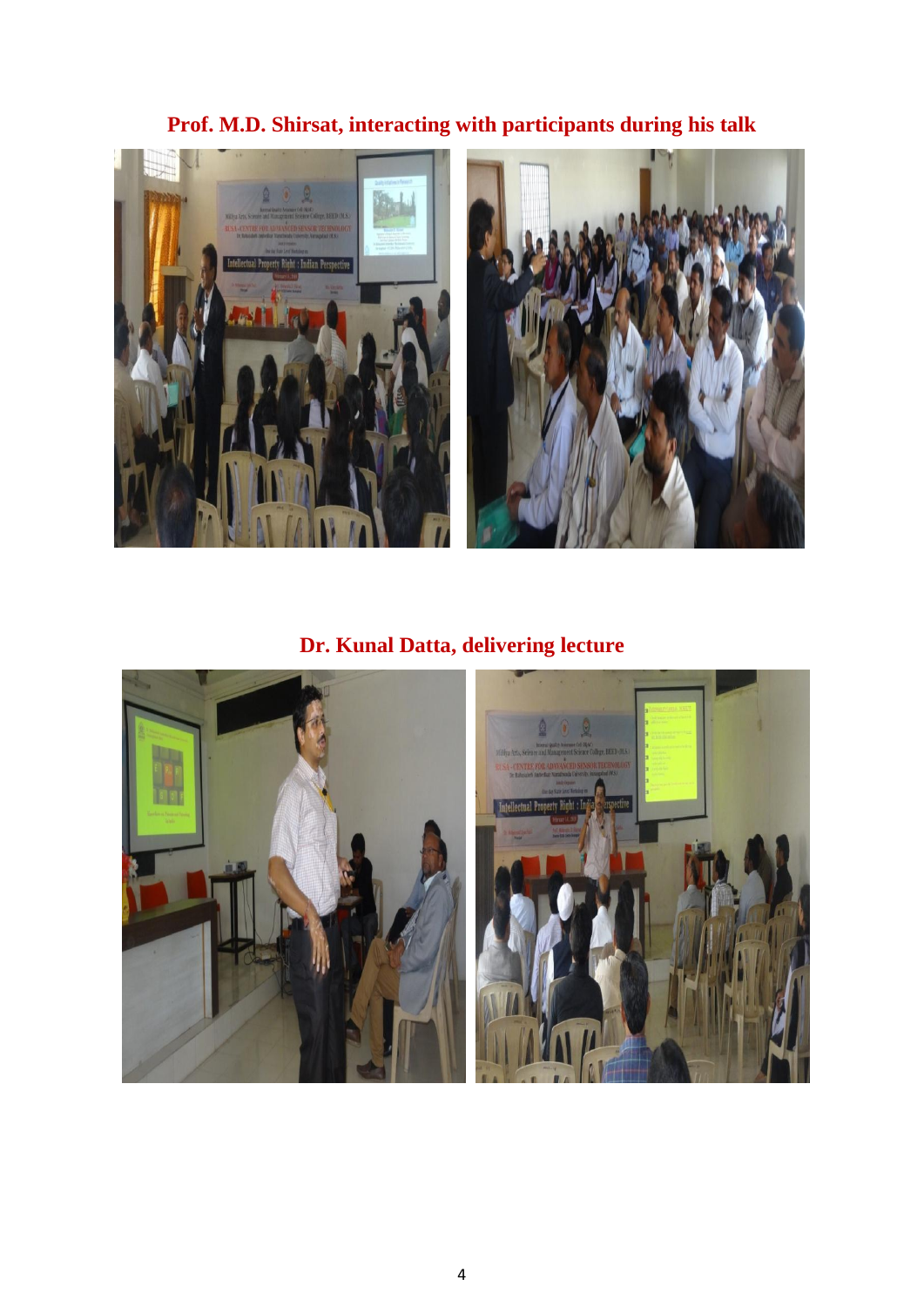**Prof. M.D. Shirsat, interacting with participants during his talk**

**Dr. Kunal Datta, delivering lecture**